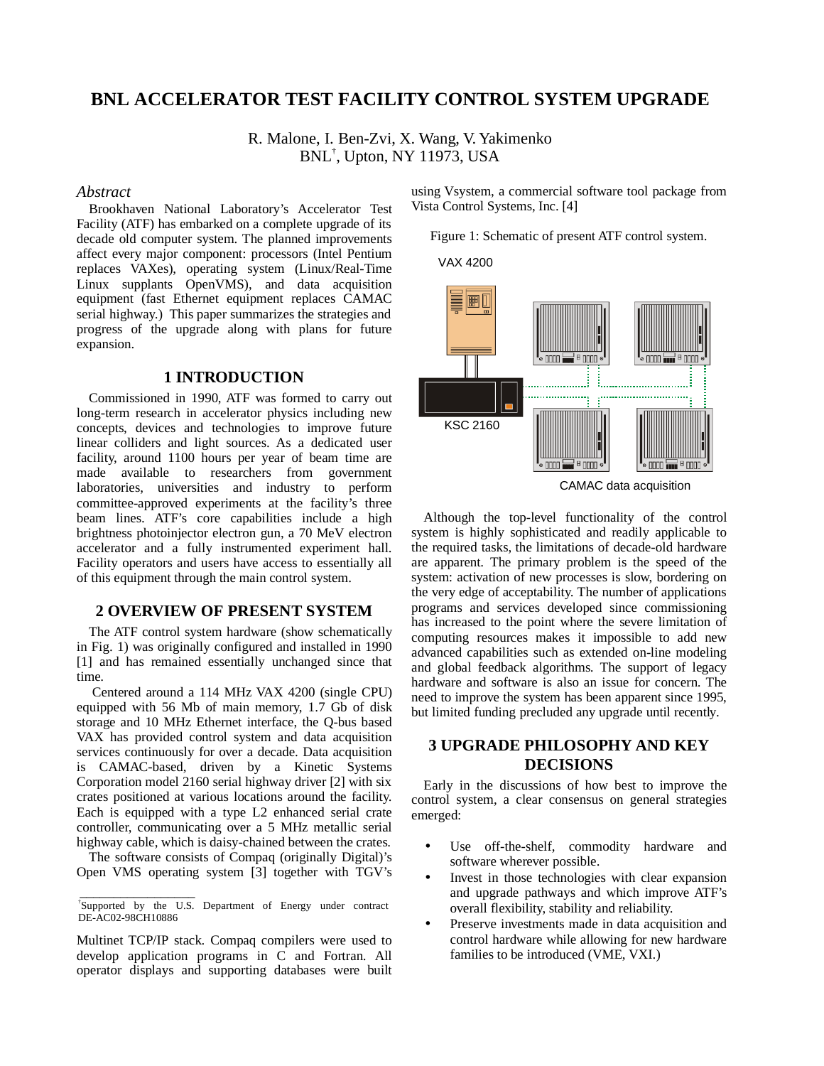# BNL ACCELERATOR TEST FACILITY CONTROL SYSTEM UPGRADE

R. Malone, I. Ben-Zvi, X. Wang, V. Yakimenko
BNL[†], Upton, NY 11973, USA

## *Abstract*

Brookhaven National Laboratory's Accelerator Test Facility (ATF) has embarked on a complete upgrade of its decade old computer system. The planned improvements affect every major component: processors (Intel Pentium replaces VAXes), operating system (Linux/Real-Time Linux supplants OpenVMS), and data acquisition equipment (fast Ethernet equipment replaces CAMAC serial highway.) This paper summarizes the strategies and progress of the upgrade along with plans for future expansion.

## 1 INTRODUCTION

Commissioned in 1990, ATF was formed to carry out long-term research in accelerator physics including new concepts, devices and technologies to improve future linear colliders and light sources. As a dedicated user facility, around 1100 hours per year of beam time are made available to researchers from government laboratories, universities and industry to perform committee-approved experiments at the facility's three beam lines. ATF's core capabilities include a high brightness photoinjector electron gun, a 70 MeV electron accelerator and a fully instrumented experiment hall. Facility operators and users have access to essentially all of this equipment through the main control system.

## 2 OVERVIEW OF PRESENT SYSTEM

The ATF control system hardware (show schematically in Fig. 1) was originally configured and installed in 1990 [1] and has remained essentially unchanged since that time.

Centered around a 114 MHz VAX 4200 (single CPU) equipped with 56 Mb of main memory, 1.7 Gb of disk storage and 10 MHz Ethernet interface, the Q-bus based VAX has provided control system and data acquisition services continuously for over a decade. Data acquisition is CAMAC-based, driven by a Kinetic Systems Corporation model 2160 serial highway driver [2] with six crates positioned at various locations around the facility. Each is equipped with a type L2 enhanced serial crate controller, communicating over a 5 MHz metallic serial highway cable, which is daisy-chained between the crates.

The software consists of Compaq (originally Digital)'s Open VMS operating system [3] together with TGV's Multinet TCP/IP stack. Compaq compilers were used to develop application programs in C and Fortran. All operator displays and supporting databases were built using Vsystem, a commercial software tool package from Vista Control Systems, Inc. [4]

Figure 1: Schematic of present ATF control system.

VAX 4200

KSC 2160

CAMAC data acquisition

Although the top-level functionality of the control system is highly sophisticated and readily applicable to the required tasks, the limitations of decade-old hardware are apparent. The primary problem is the speed of the system: activation of new processes is slow, bordering on the very edge of acceptability. The number of applications programs and services developed since commissioning has increased to the point where the severe limitation of computing resources makes it impossible to add new advanced capabilities such as extended on-line modeling and global feedback algorithms. The support of legacy hardware and software is also an issue for concern. The need to improve the system has been apparent since 1995, but limited funding precluded any upgrade until recently.

## 3 UPGRADE PHILOSOPHY AND KEY DECISIONS

Early in the discussions of how best to improve the control system, a clear consensus on general strategies emerged:

- Use off-the-shelf, commodity hardware and software wherever possible.
- Invest in those technologies with clear expansion and upgrade pathways and which improve ATF's overall flexibility, stability and reliability.
- Preserve investments made in data acquisition and control hardware while allowing for new hardware families to be introduced (VME, VXI.)

---

[†]Supported by the U.S. Department of Energy under contract DE-AC02-98CH10886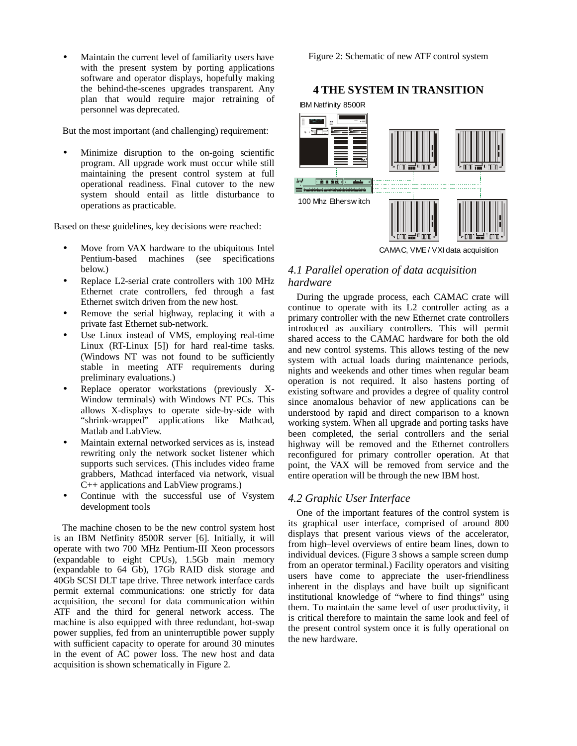- Maintain the current level of familiarity users have with the present system by porting applications software and operator displays, hopefully making the behind-the-scenes upgrades transparent. Any plan that would require major retraining of personnel was deprecated.

But the most important (and challenging) requirement:

- Minimize disruption to the on-going scientific program. All upgrade work must occur while still maintaining the present control system at full operational readiness. Final cutover to the new system should entail as little disturbance to operations as practicable.

Based on these guidelines, key decisions were reached:

- Move from VAX hardware to the ubiquitous Intel Pentium-based machines (see specifications below.)
- Replace L2-serial crate controllers with 100 MHz Ethernet crate controllers, fed through a fast Ethernet switch driven from the new host.
- Remove the serial highway, replacing it with a private fast Ethernet sub-network.
- Use Linux instead of VMS, employing real-time Linux (RT-Linux [5]) for hard real-time tasks. (Windows NT was not found to be sufficiently stable in meeting ATF requirements during preliminary evaluations.)
- Replace operator workstations (previously X-Window terminals) with Windows NT PCs. This allows X-displays to operate side-by-side with "shrink-wrapped" applications like Mathcad, Matlab and LabView.
- Maintain external networked services as is, instead rewriting only the network socket listener which supports such services. (This includes video frame grabbers, Mathcad interfaced via network, visual C++ applications and LabView programs.)
- Continue with the successful use of Vsystem development tools

The machine chosen to be the new control system host is an IBM Netfinity 8500R server [6]. Initially, it will operate with two 700 MHz Pentium-III Xeon processors (expandable to eight CPUs), 1.5Gb main memory (expandable to 64 Gb), 17Gb RAID disk storage and 40Gb SCSI DLT tape drive. Three network interface cards permit external communications: one strictly for data acquisition, the second for data communication within ATF and the third for general network access. The machine is also equipped with three redundant, hot-swap power supplies, fed from an uninterruptible power supply with sufficient capacity to operate for around 30 minutes in the event of AC power loss. The new host and data acquisition is shown schematically in Figure 2.

Figure 2: Schematic of new ATF control system

## 4 THE SYSTEM IN TRANSITION

IBM Netfinity 8500R

100 Mhz Etherswitch

CAMAC, VME / VXI data acquisition

### *4.1 Parallel operation of data acquisition hardware*

During the upgrade process, each CAMAC crate will continue to operate with its L2 controller acting as a primary controller with the new Ethernet crate controllers introduced as auxiliary controllers. This will permit shared access to the CAMAC hardware for both the old and new control systems. This allows testing of the new system with actual loads during maintenance periods, nights and weekends and other times when regular beam operation is not required. It also hastens porting of existing software and provides a degree of quality control since anomalous behavior of new applications can be understood by rapid and direct comparison to a known working system. When all upgrade and porting tasks have been completed, the serial controllers and the serial highway will be removed and the Ethernet controllers reconfigured for primary controller operation. At that point, the VAX will be removed from service and the entire operation will be through the new IBM host.

### *4.2 Graphic User Interface*

One of the important features of the control system is its graphical user interface, comprised of around 800 displays that present various views of the accelerator, from high–level overviews of entire beam lines, down to individual devices. (Figure 3 shows a sample screen dump from an operator terminal.) Facility operators and visiting users have come to appreciate the user-friendliness inherent in the displays and have built up significant institutional knowledge of "where to find things" using them. To maintain the same level of user productivity, it is critical therefore to maintain the same look and feel of the present control system once it is fully operational on the new hardware.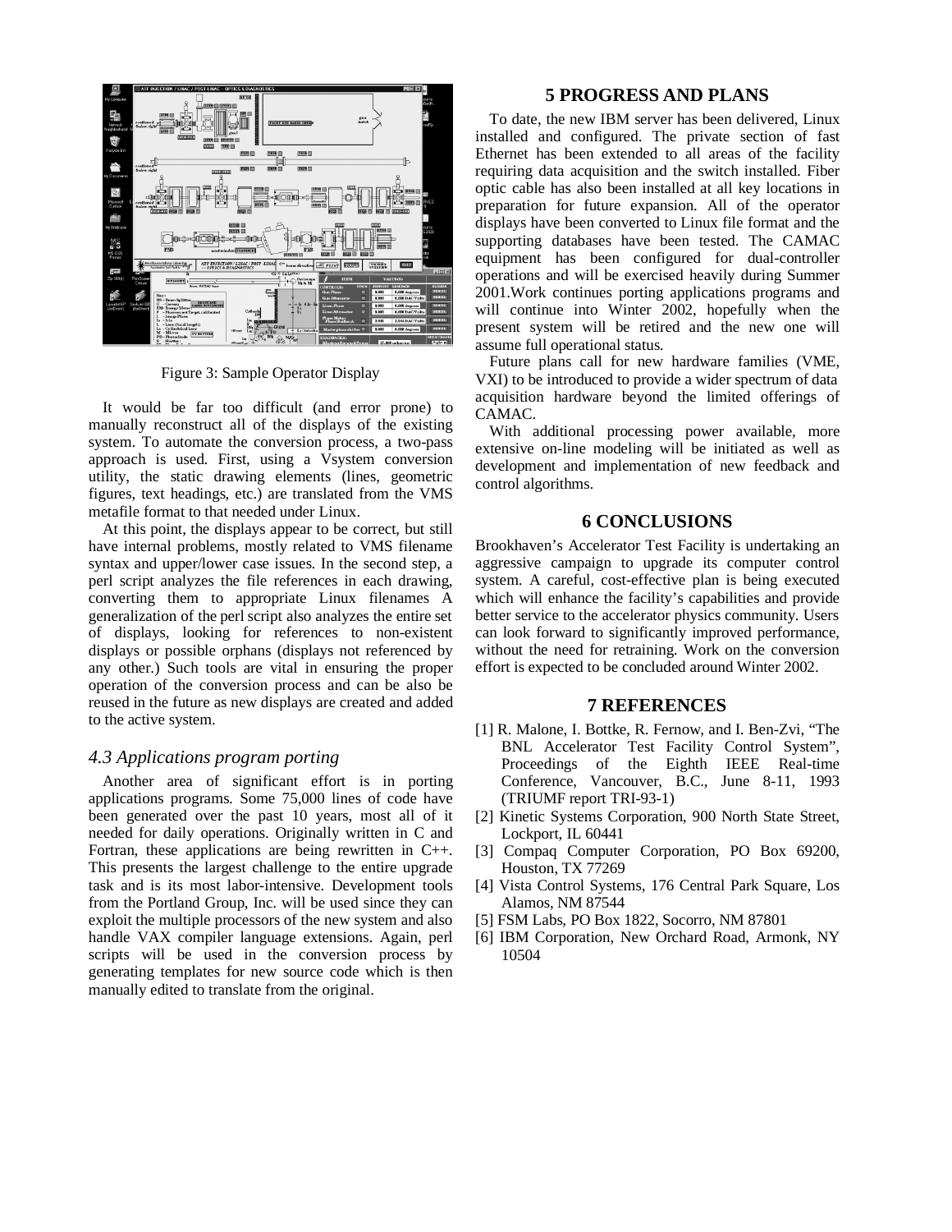Figure 3: Sample Operator Display

It would be far too difficult (and error prone) to manually reconstruct all of the displays of the existing system. To automate the conversion process, a two-pass approach is used. First, using a Vsystem conversion utility, the static drawing elements (lines, geometric figures, text headings, etc.) are translated from the VMS metafile format to that needed under Linux.

At this point, the displays appear to be correct, but still have internal problems, mostly related to VMS filename syntax and upper/lower case issues. In the second step, a perl script analyzes the file references in each drawing, converting them to appropriate Linux filenames A generalization of the perl script also analyzes the entire set of displays, looking for references to non-existent displays or possible orphans (displays not referenced by any other.) Such tools are vital in ensuring the proper operation of the conversion process and can be also be reused in the future as new displays are created and added to the active system.

### *4.3 Applications program porting*

Another area of significant effort is in porting applications programs. Some 75,000 lines of code have been generated over the past 10 years, most all of it needed for daily operations. Originally written in C and Fortran, these applications are being rewritten in C++. This presents the largest challenge to the entire upgrade task and is its most labor-intensive. Development tools from the Portland Group, Inc. will be used since they can exploit the multiple processors of the new system and also handle VAX compiler language extensions. Again, perl scripts will be used in the conversion process by generating templates for new source code which is then manually edited to translate from the original.

## 5 PROGRESS AND PLANS

To date, the new IBM server has been delivered, Linux installed and configured. The private section of fast Ethernet has been extended to all areas of the facility requiring data acquisition and the switch installed. Fiber optic cable has also been installed at all key locations in preparation for future expansion. All of the operator displays have been converted to Linux file format and the supporting databases have been tested. The CAMAC equipment has been configured for dual-controller operations and will be exercised heavily during Summer 2001.Work continues porting applications programs and will continue into Winter 2002, hopefully when the present system will be retired and the new one will assume full operational status.

Future plans call for new hardware families (VME, VXI) to be introduced to provide a wider spectrum of data acquisition hardware beyond the limited offerings of CAMAC.

With additional processing power available, more extensive on-line modeling will be initiated as well as development and implementation of new feedback and control algorithms.

## 6 CONCLUSIONS

Brookhaven's Accelerator Test Facility is undertaking an aggressive campaign to upgrade its computer control system. A careful, cost-effective plan is being executed which will enhance the facility's capabilities and provide better service to the accelerator physics community. Users can look forward to significantly improved performance, without the need for retraining. Work on the conversion effort is expected to be concluded around Winter 2002.

## 7 REFERENCES

[1] R. Malone, I. Bottke, R. Fernow, and I. Ben-Zvi, "The BNL Accelerator Test Facility Control System", Proceedings of the Eighth IEEE Real-time Conference, Vancouver, B.C., June 8-11, 1993 (TRIUMF report TRI-93-1)

[2] Kinetic Systems Corporation, 900 North State Street, Lockport, IL 60441

[3] Compaq Computer Corporation, PO Box 69200, Houston, TX 77269

[4] Vista Control Systems, 176 Central Park Square, Los Alamos, NM 87544

[5] FSM Labs, PO Box 1822, Socorro, NM 87801

[6] IBM Corporation, New Orchard Road, Armonk, NY 10504